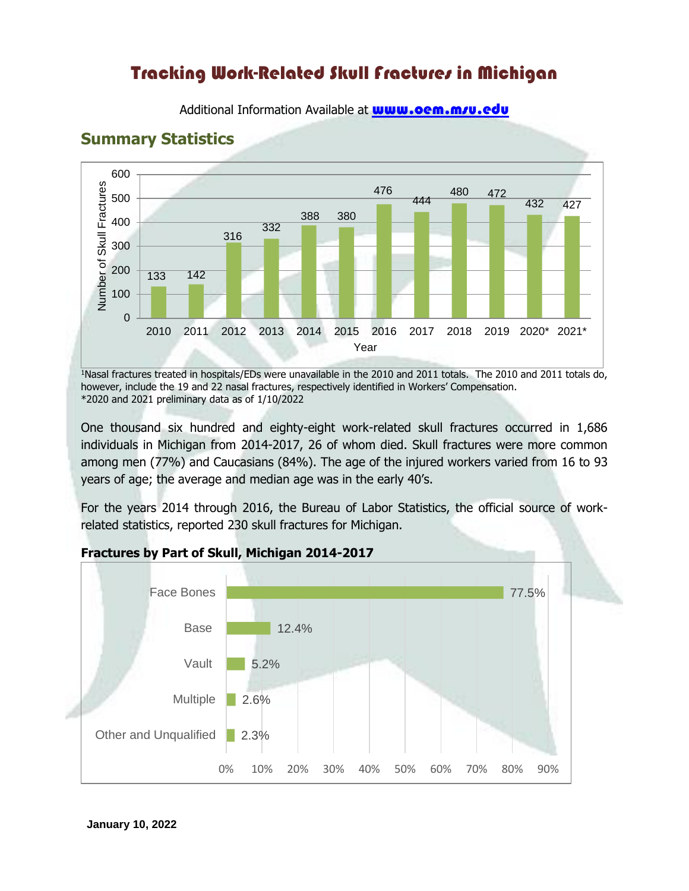# Tracking Work-Related Skull Fractures in Michigan

Additional Information Available at **www.oem.msu.edu**

## Summary Statistics

| Year | Number of Skull Fractures |
|---|---|
| 2010 | 133 |
| 2011 | 142 |
| 2012 | 316 |
| 2013 | 332 |
| 2014 | 388 |
| 2015 | 380 |
| 2016 | 476 |
| 2017 | 444 |
| 2018 | 480 |
| 2019 | 472 |
| 2020* | 432 |
| 2021* | 427 |

[1]Nasal fractures treated in hospitals/EDs were unavailable in the 2010 and 2011 totals. The 2010 and 2011 totals do, however, include the 19 and 22 nasal fractures, respectively identified in Workers' Compensation.
*2020 and 2021 preliminary data as of 1/10/2022

One thousand six hundred and eighty-eight work-related skull fractures occurred in 1,686 individuals in Michigan from 2014-2017, 26 of whom died. Skull fractures were more common among men (77%) and Caucasians (84%). The age of the injured workers varied from 16 to 93 years of age; the average and median age was in the early 40's.

For the years 2014 through 2016, the Bureau of Labor Statistics, the official source of work-related statistics, reported 230 skull fractures for Michigan.

**Fractures by Part of Skull, Michigan 2014-2017**

| Part of Skull | Percent |
|---|---|
| Face Bones | 77.5% |
| Base | 12.4% |
| Vault | 5.2% |
| Multiple | 2.6% |
| Other and Unqualified | 2.3% |

**January 10, 2022**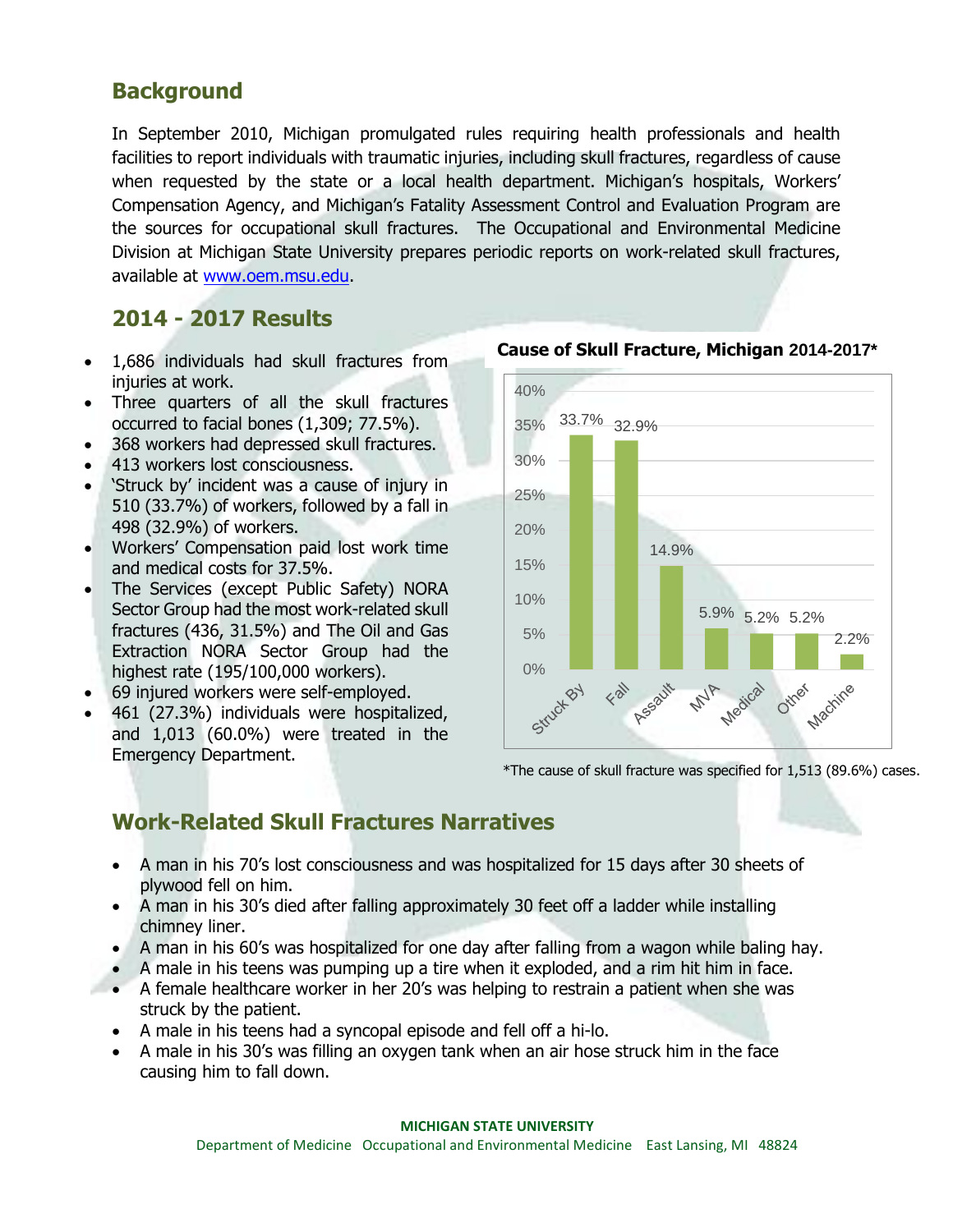## Background

In September 2010, Michigan promulgated rules requiring health professionals and health facilities to report individuals with traumatic injuries, including skull fractures, regardless of cause when requested by the state or a local health department. Michigan's hospitals, Workers' Compensation Agency, and Michigan's Fatality Assessment Control and Evaluation Program are the sources for occupational skull fractures. The Occupational and Environmental Medicine Division at Michigan State University prepares periodic reports on work-related skull fractures, available at [www.oem.msu.edu](http://www.oem.msu.edu).

## 2014 - 2017 Results

- 1,686 individuals had skull fractures from injuries at work.
- Three quarters of all the skull fractures occurred to facial bones (1,309; 77.5%).
- 368 workers had depressed skull fractures.
- 413 workers lost consciousness.
- 'Struck by' incident was a cause of injury in 510 (33.7%) of workers, followed by a fall in 498 (32.9%) of workers.
- Workers' Compensation paid lost work time and medical costs for 37.5%.
- The Services (except Public Safety) NORA Sector Group had the most work-related skull fractures (436, 31.5%) and The Oil and Gas Extraction NORA Sector Group had the highest rate (195/100,000 workers).
- 69 injured workers were self-employed.
- 461 (27.3%) individuals were hospitalized, and 1,013 (60.0%) were treated in the Emergency Department.

**Cause of Skull Fracture, Michigan 2014-2017***

40%
35%
30%
25%
20%
15%
10%
5%
0%

33.7%
32.9%
14.9%
5.9%
5.2%
5.2%
2.2%

Struck By
Fall
Assault
MVA
Medical
Other
Machine

*The cause of skull fracture was specified for 1,513 (89.6%) cases.

## Work-Related Skull Fractures Narratives

- A man in his 70's lost consciousness and was hospitalized for 15 days after 30 sheets of plywood fell on him.
- A man in his 30's died after falling approximately 30 feet off a ladder while installing chimney liner.
- A man in his 60's was hospitalized for one day after falling from a wagon while baling hay.
- A male in his teens was pumping up a tire when it exploded, and a rim hit him in face.
- A female healthcare worker in her 20's was helping to restrain a patient when she was struck by the patient.
- A male in his teens had a syncopal episode and fell off a hi-lo.
- A male in his 30's was filling an oxygen tank when an air hose struck him in the face causing him to fall down.

**MICHIGAN STATE UNIVERSITY**
Department of Medicine Occupational and Environmental Medicine East Lansing, MI 48824